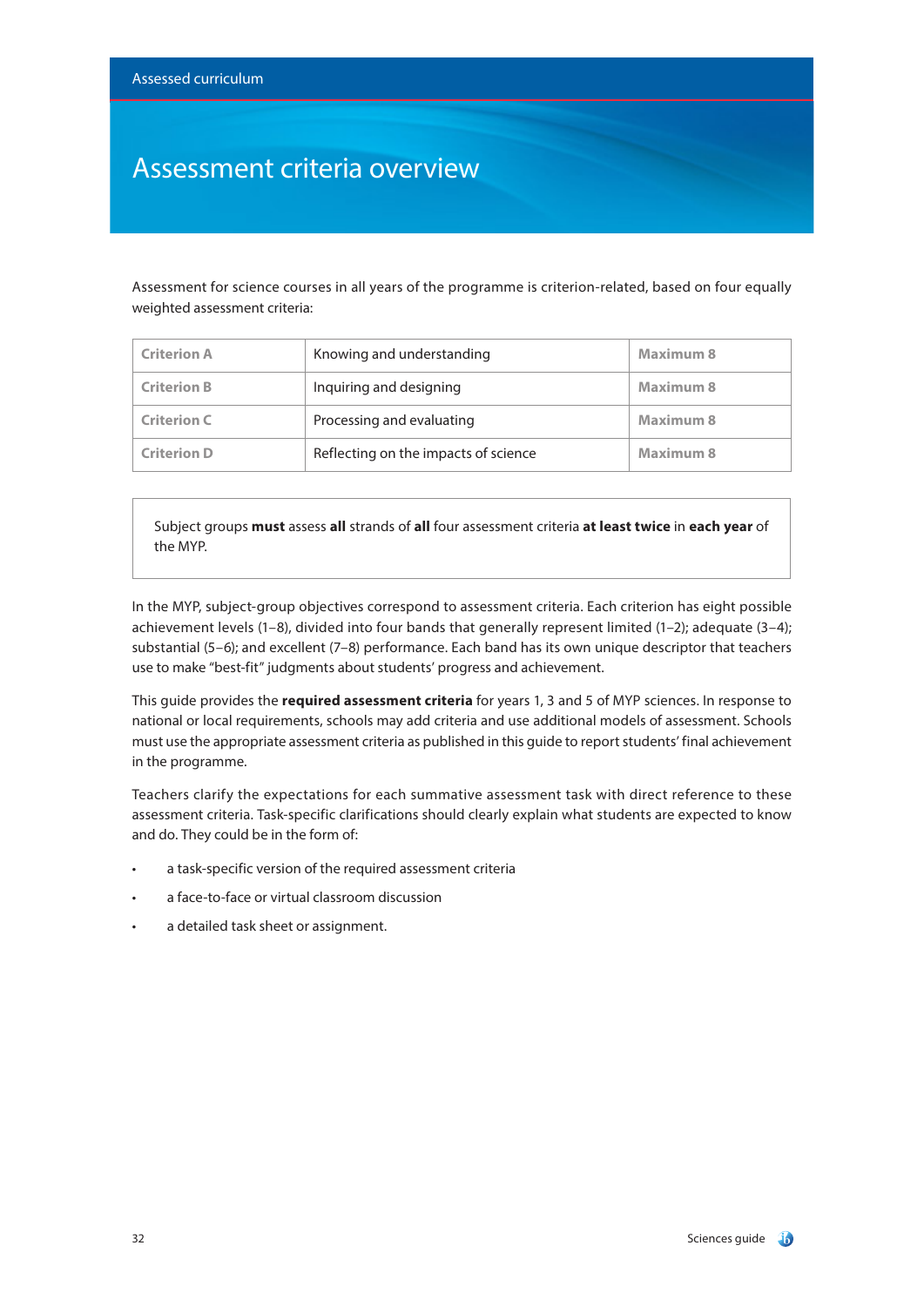# Assessment criteria overview

Assessment for science courses in all years of the programme is criterion-related, based on four equally weighted assessment criteria:

| Criterion A | Knowing and understanding | Maximum 8 |
|---|---|---|
| Criterion B | Inquiring and designing | Maximum 8 |
| Criterion C | Processing and evaluating | Maximum 8 |
| Criterion D | Reflecting on the impacts of science | Maximum 8 |

Subject groups **must** assess **all** strands of **all** four assessment criteria **at least twice** in **each year** of the MYP.

In the MYP, subject-group objectives correspond to assessment criteria. Each criterion has eight possible achievement levels (1–8), divided into four bands that generally represent limited (1–2); adequate (3–4); substantial (5–6); and excellent (7–8) performance. Each band has its own unique descriptor that teachers use to make "best-fit" judgments about students' progress and achievement.

This guide provides the **required assessment criteria** for years 1, 3 and 5 of MYP sciences. In response to national or local requirements, schools may add criteria and use additional models of assessment. Schools must use the appropriate assessment criteria as published in this guide to report students' final achievement in the programme.

Teachers clarify the expectations for each summative assessment task with direct reference to these assessment criteria. Task-specific clarifications should clearly explain what students are expected to know and do. They could be in the form of:

- a task-specific version of the required assessment criteria
- a face-to-face or virtual classroom discussion
- a detailed task sheet or assignment.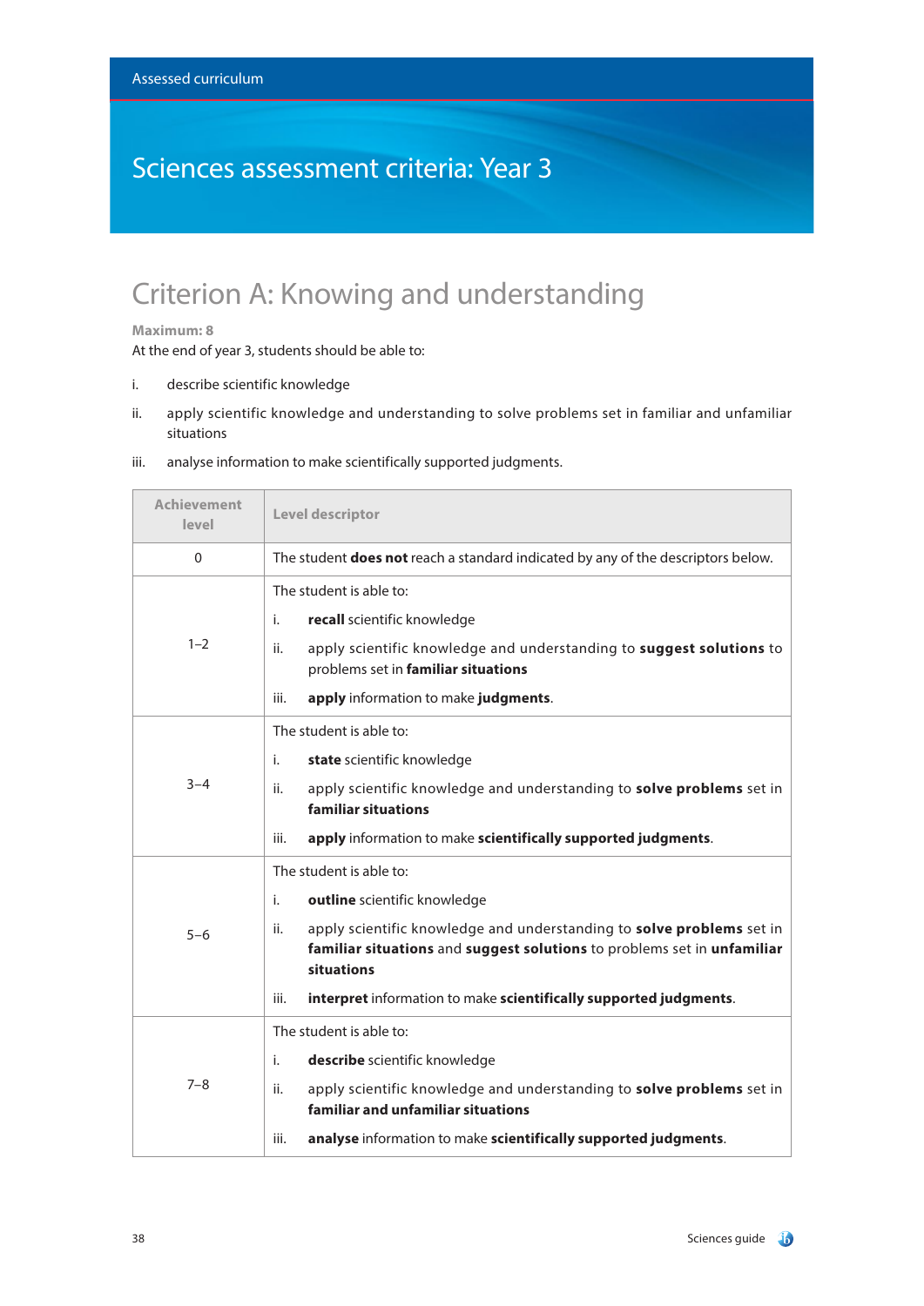Assessed curriculum

# Sciences assessment criteria: Year 3

## Criterion A: Knowing and understanding

**Maximum: 8**

At the end of year 3, students should be able to:

i. describe scientific knowledge

ii. apply scientific knowledge and understanding to solve problems set in familiar and unfamiliar situations

iii. analyse information to make scientifically supported judgments.

| Achievement level | Level descriptor |
|---|---|
| 0 | The student **does not** reach a standard indicated by any of the descriptors below. |
| 1–2 | The student is able to:<br>i. **recall** scientific knowledge<br>ii. apply scientific knowledge and understanding to **suggest solutions** to problems set in **familiar situations**<br>iii. **apply** information to make **judgments**. |
| 3–4 | The student is able to:<br>i. **state** scientific knowledge<br>ii. apply scientific knowledge and understanding to **solve problems** set in **familiar situations**<br>iii. **apply** information to make **scientifically supported judgments**. |
| 5–6 | The student is able to:<br>i. **outline** scientific knowledge<br>ii. apply scientific knowledge and understanding to **solve problems** set in **familiar situations** and **suggest solutions** to problems set in **unfamiliar situations**<br>iii. **interpret** information to make **scientifically supported judgments**. |
| 7–8 | The student is able to:<br>i. **describe** scientific knowledge<br>ii. apply scientific knowledge and understanding to **solve problems** set in **familiar and unfamiliar situations**<br>iii. **analyse** information to make **scientifically supported judgments**. |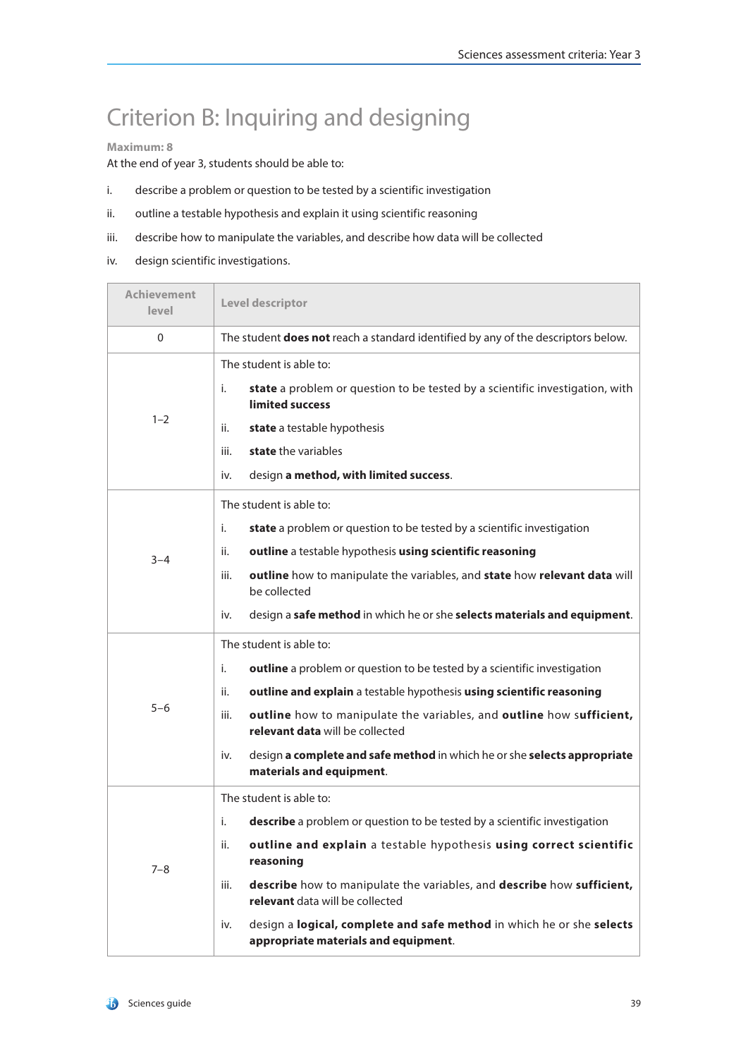# Criterion B: Inquiring and designing

**Maximum: 8**

At the end of year 3, students should be able to:

i. describe a problem or question to be tested by a scientific investigation

ii. outline a testable hypothesis and explain it using scientific reasoning

iii. describe how to manipulate the variables, and describe how data will be collected

iv. design scientific investigations.

| Achievement level | Level descriptor |
|---|---|
| 0 | The student **does not** reach a standard identified by any of the descriptors below. |
| 1–2 | The student is able to:<br>i. **state** a problem or question to be tested by a scientific investigation, with **limited success**<br>ii. **state** a testable hypothesis<br>iii. **state** the variables<br>iv. design **a method, with limited success**. |
| 3–4 | The student is able to:<br>i. **state** a problem or question to be tested by a scientific investigation<br>ii. **outline** a testable hypothesis **using scientific reasoning**<br>iii. **outline** how to manipulate the variables, and **state** how **relevant data** will be collected<br>iv. design a **safe method** in which he or she **selects materials and equipment**. |
| 5–6 | The student is able to:<br>i. **outline** a problem or question to be tested by a scientific investigation<br>ii. **outline and explain** a testable hypothesis **using scientific reasoning**<br>iii. **outline** how to manipulate the variables, and **outline** how **sufficient, relevant data** will be collected<br>iv. design **a complete and safe method** in which he or she **selects appropriate materials and equipment**. |
| 7–8 | The student is able to:<br>i. **describe** a problem or question to be tested by a scientific investigation<br>ii. **outline and explain** a testable hypothesis **using correct scientific reasoning**<br>iii. **describe** how to manipulate the variables, and **describe** how **sufficient, relevant** data will be collected<br>iv. design a **logical, complete and safe method** in which he or she **selects appropriate materials and equipment**. |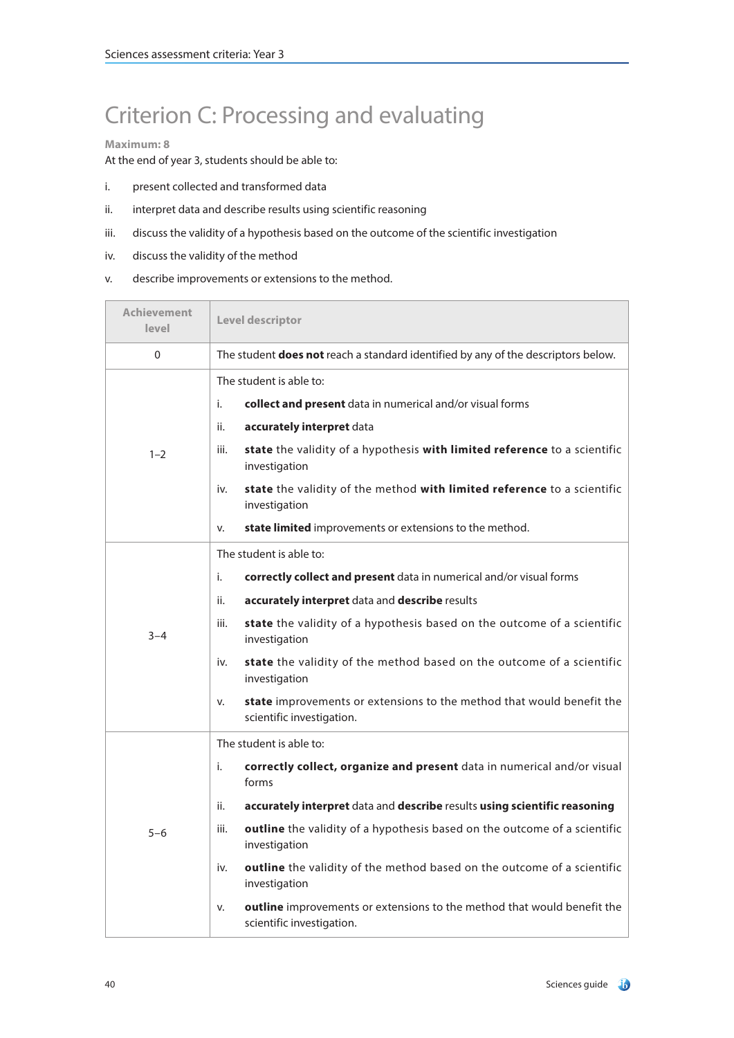# Criterion C: Processing and evaluating

**Maximum: 8**

At the end of year 3, students should be able to:

i. present collected and transformed data

ii. interpret data and describe results using scientific reasoning

iii. discuss the validity of a hypothesis based on the outcome of the scientific investigation

iv. discuss the validity of the method

v. describe improvements or extensions to the method.

| Achievement level | Level descriptor |
|---|---|
| 0 | The student **does not** reach a standard identified by any of the descriptors below. |
| 1–2 | The student is able to:<br>i. **collect and present** data in numerical and/or visual forms<br>ii. **accurately interpret** data<br>iii. **state** the validity of a hypothesis **with limited reference** to a scientific investigation<br>iv. **state** the validity of the method **with limited reference** to a scientific investigation<br>v. **state limited** improvements or extensions to the method. |
| 3–4 | The student is able to:<br>i. **correctly collect and present** data in numerical and/or visual forms<br>ii. **accurately interpret** data and **describe** results<br>iii. **state** the validity of a hypothesis based on the outcome of a scientific investigation<br>iv. **state** the validity of the method based on the outcome of a scientific investigation<br>v. **state** improvements or extensions to the method that would benefit the scientific investigation. |
| 5–6 | The student is able to:<br>i. **correctly collect, organize and present** data in numerical and/or visual forms<br>ii. **accurately interpret** data and **describe** results **using scientific reasoning**<br>iii. **outline** the validity of a hypothesis based on the outcome of a scientific investigation<br>iv. **outline** the validity of the method based on the outcome of a scientific investigation<br>v. **outline** improvements or extensions to the method that would benefit the scientific investigation. |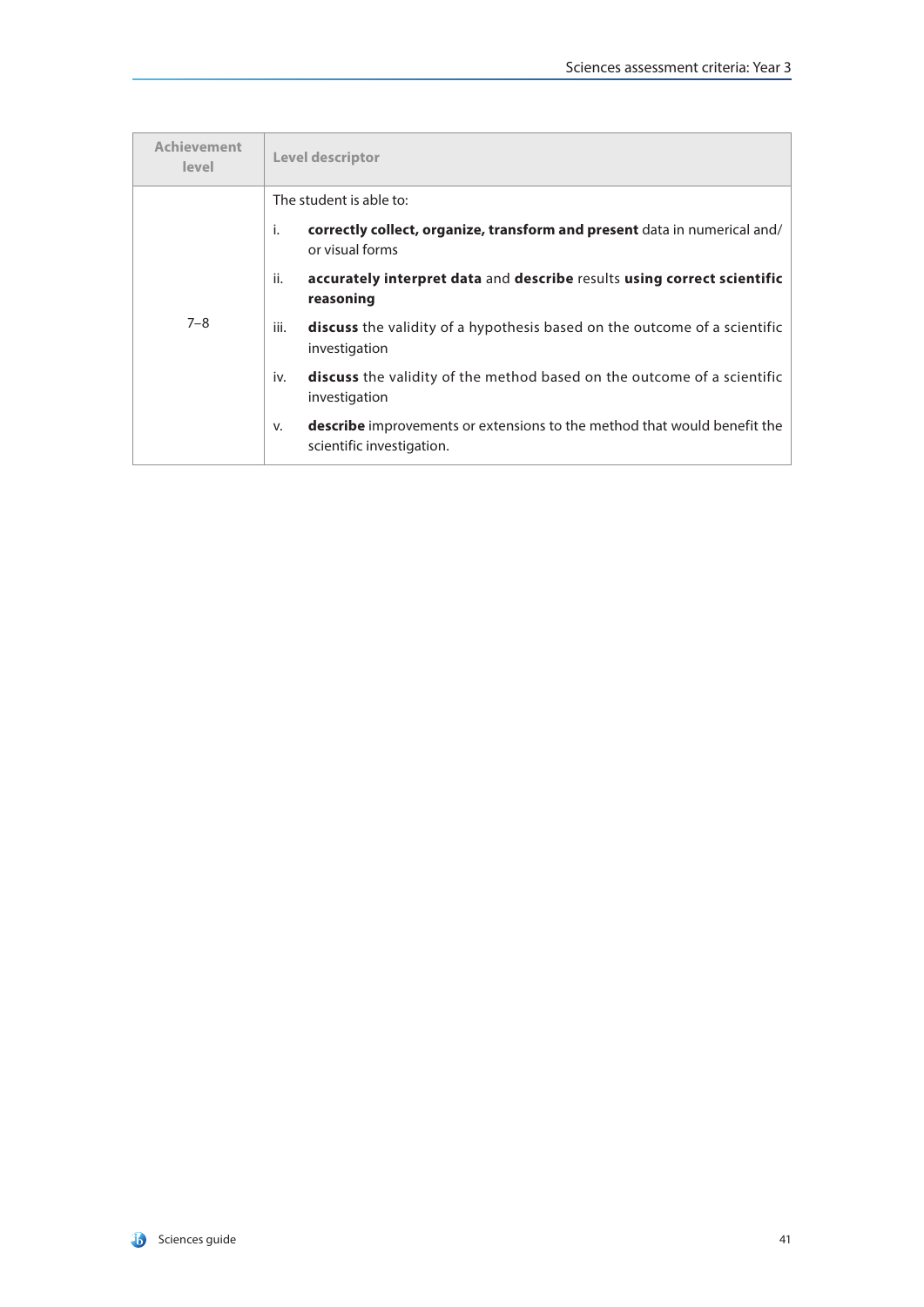| Achievement level | Level descriptor |
|---|---|
| 7–8 | The student is able to:<br>i. **correctly collect, organize, transform and present** data in numerical and/ or visual forms<br>ii. **accurately interpret data** and **describe** results **using correct scientific reasoning**<br>iii. **discuss** the validity of a hypothesis based on the outcome of a scientific investigation<br>iv. **discuss** the validity of the method based on the outcome of a scientific investigation<br>v. **describe** improvements or extensions to the method that would benefit the scientific investigation. |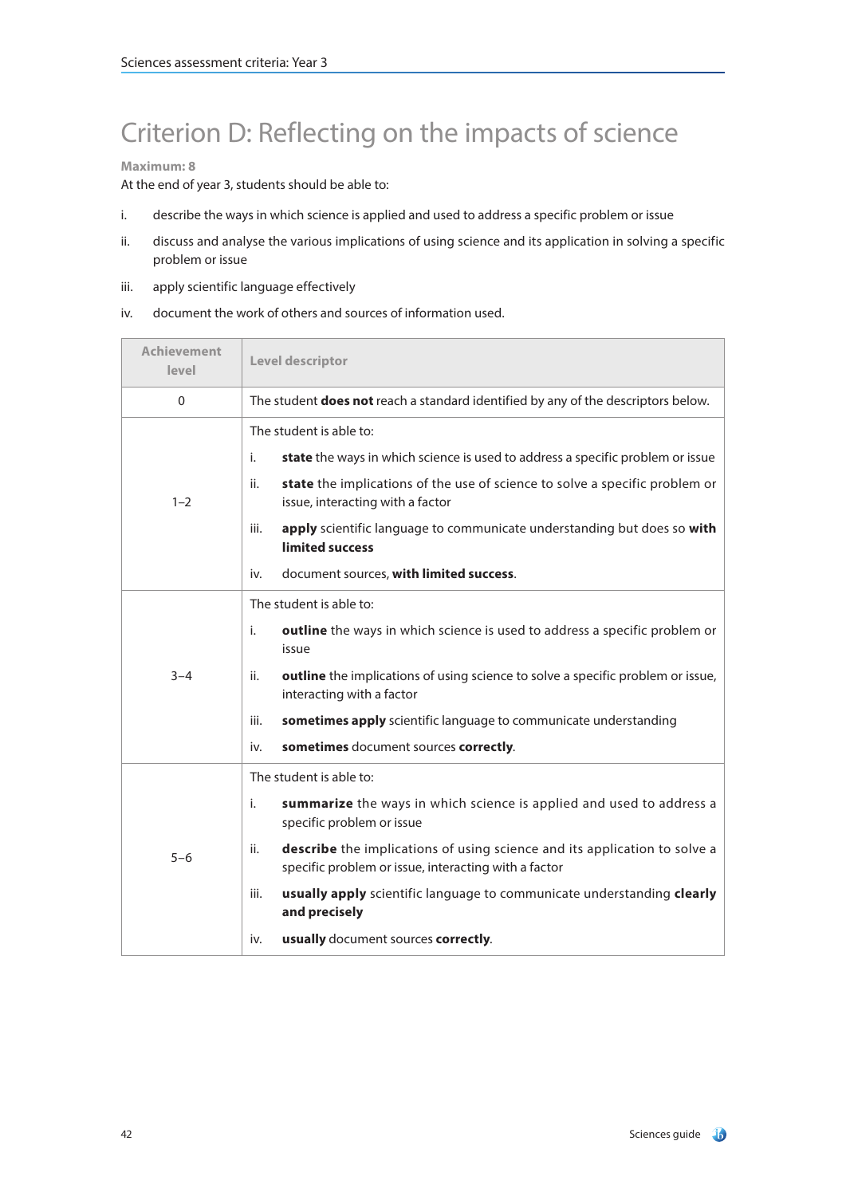# Criterion D: Reflecting on the impacts of science

**Maximum: 8**

At the end of year 3, students should be able to:

i. describe the ways in which science is applied and used to address a specific problem or issue

ii. discuss and analyse the various implications of using science and its application in solving a specific problem or issue

iii. apply scientific language effectively

iv. document the work of others and sources of information used.

| Achievement level | Level descriptor |
|---|---|
| 0 | The student **does not** reach a standard identified by any of the descriptors below. |
| 1–2 | The student is able to:<br>i. **state** the ways in which science is used to address a specific problem or issue<br>ii. **state** the implications of the use of science to solve a specific problem or issue, interacting with a factor<br>iii. **apply** scientific language to communicate understanding but does so **with limited success**<br>iv. document sources, **with limited success**. |
| 3–4 | The student is able to:<br>i. **outline** the ways in which science is used to address a specific problem or issue<br>ii. **outline** the implications of using science to solve a specific problem or issue, interacting with a factor<br>iii. **sometimes apply** scientific language to communicate understanding<br>iv. **sometimes** document sources **correctly**. |
| 5–6 | The student is able to:<br>i. **summarize** the ways in which science is applied and used to address a specific problem or issue<br>ii. **describe** the implications of using science and its application to solve a specific problem or issue, interacting with a factor<br>iii. **usually apply** scientific language to communicate understanding **clearly and precisely**<br>iv. **usually** document sources **correctly**. |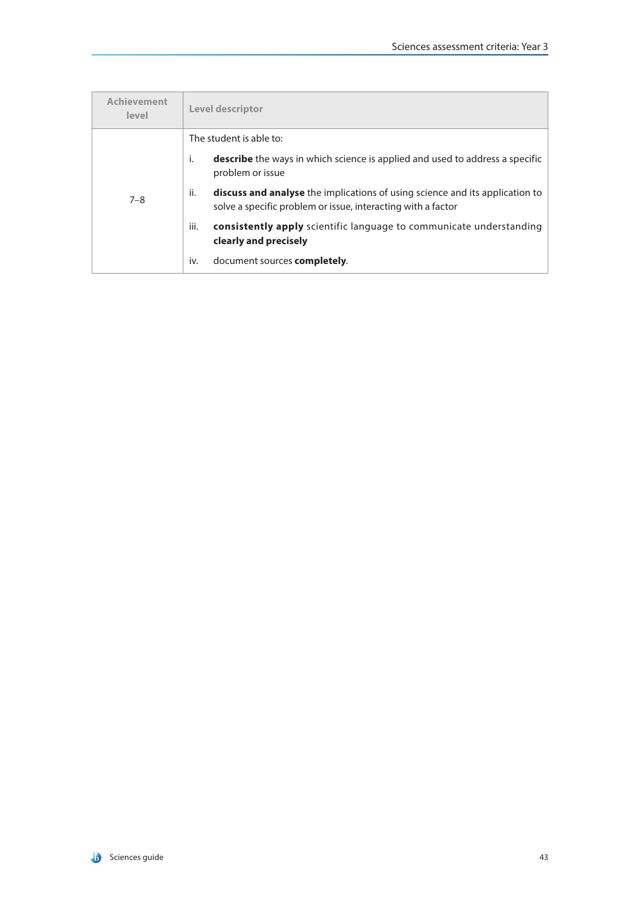| Achievement level | Level descriptor |
|---|---|
| 7–8 | The student is able to:<br>i. **describe** the ways in which science is applied and used to address a specific problem or issue<br>ii. **discuss and analyse** the implications of using science and its application to solve a specific problem or issue, interacting with a factor<br>iii. **consistently apply** scientific language to communicate understanding **clearly and precisely**<br>iv. document sources **completely**. |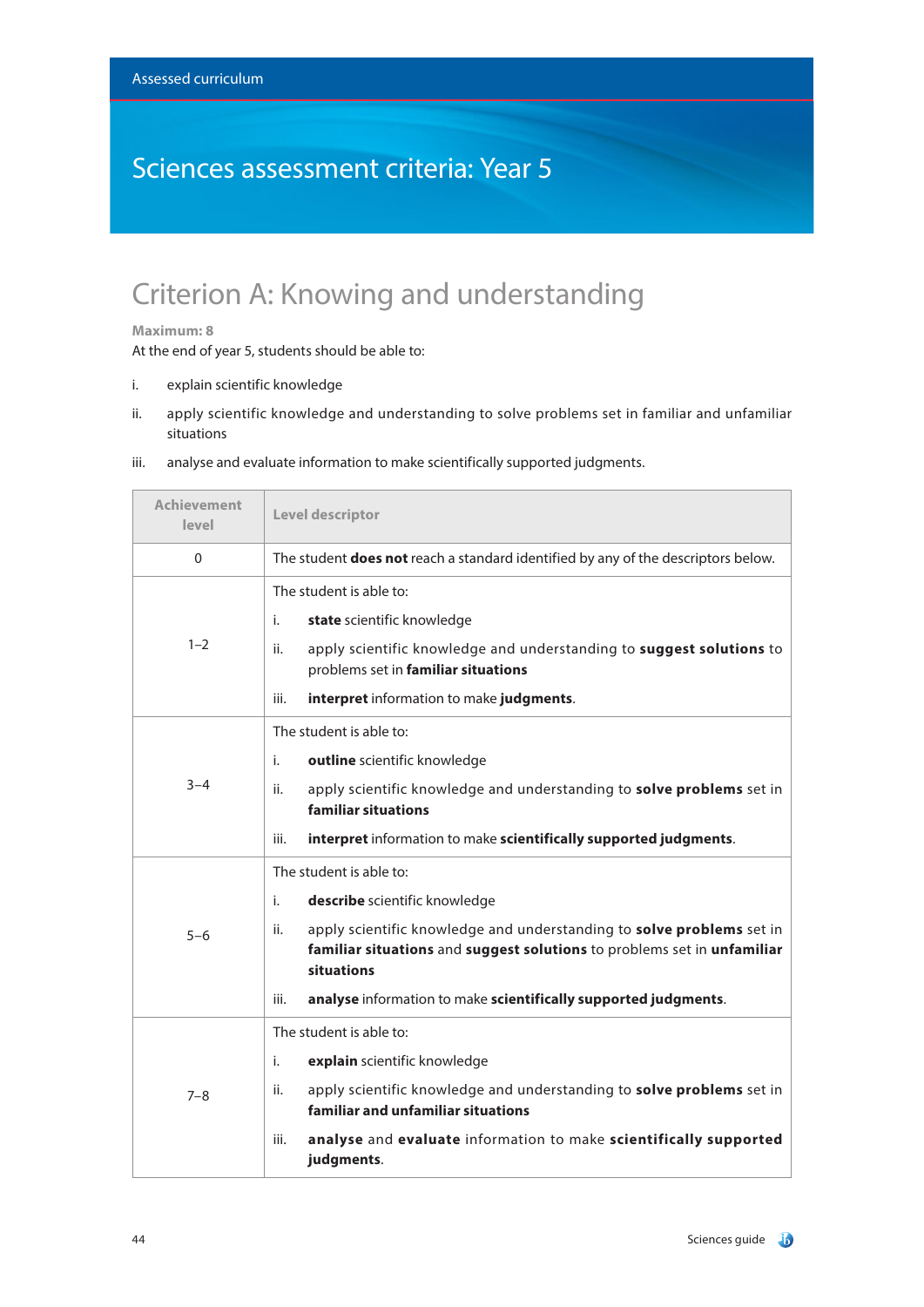Assessed curriculum

# Sciences assessment criteria: Year 5

## Criterion A: Knowing and understanding

**Maximum: 8**

At the end of year 5, students should be able to:

i. explain scientific knowledge

ii. apply scientific knowledge and understanding to solve problems set in familiar and unfamiliar situations

iii. analyse and evaluate information to make scientifically supported judgments.

| Achievement level | Level descriptor |
|---|---|
| 0 | The student **does not** reach a standard identified by any of the descriptors below. |
| 1–2 | The student is able to:<br>i. **state** scientific knowledge<br>ii. apply scientific knowledge and understanding to **suggest solutions** to problems set in **familiar situations**<br>iii. **interpret** information to make **judgments**. |
| 3–4 | The student is able to:<br>i. **outline** scientific knowledge<br>ii. apply scientific knowledge and understanding to **solve problems** set in **familiar situations**<br>iii. **interpret** information to make **scientifically supported judgments**. |
| 5–6 | The student is able to:<br>i. **describe** scientific knowledge<br>ii. apply scientific knowledge and understanding to **solve problems** set in **familiar situations** and **suggest solutions** to problems set in **unfamiliar situations**<br>iii. **analyse** information to make **scientifically supported judgments**. |
| 7–8 | The student is able to:<br>i. **explain** scientific knowledge<br>ii. apply scientific knowledge and understanding to **solve problems** set in **familiar and unfamiliar situations**<br>iii. **analyse** and **evaluate** information to make **scientifically supported judgments**. |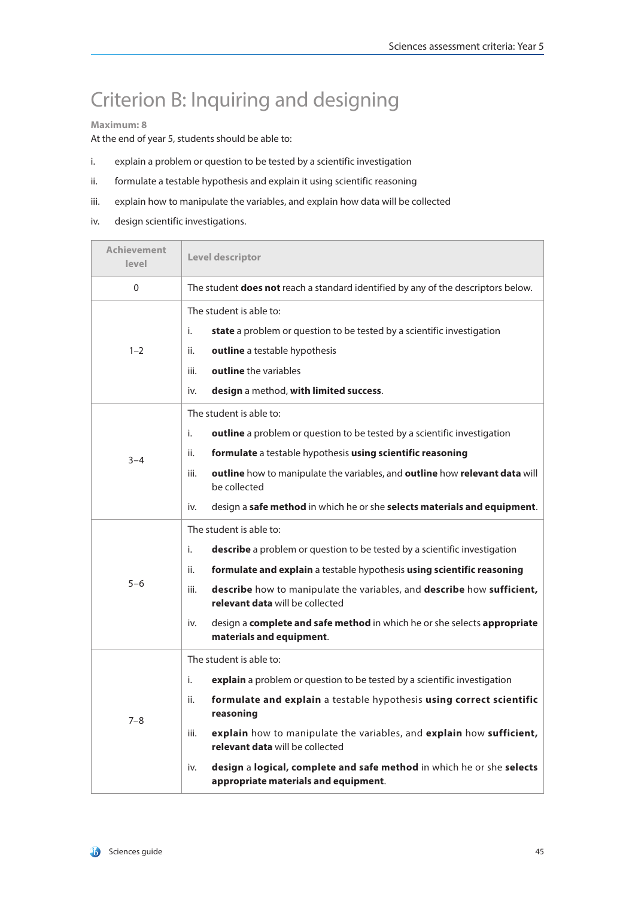# Criterion B: Inquiring and designing

**Maximum: 8**

At the end of year 5, students should be able to:

i. explain a problem or question to be tested by a scientific investigation

ii. formulate a testable hypothesis and explain it using scientific reasoning

iii. explain how to manipulate the variables, and explain how data will be collected

iv. design scientific investigations.

| Achievement level | Level descriptor |
|---|---|
| 0 | The student **does not** reach a standard identified by any of the descriptors below. |
| 1–2 | The student is able to:<br>i. **state** a problem or question to be tested by a scientific investigation<br>ii. **outline** a testable hypothesis<br>iii. **outline** the variables<br>iv. **design** a method, **with limited success**. |
| 3–4 | The student is able to:<br>i. **outline** a problem or question to be tested by a scientific investigation<br>ii. **formulate** a testable hypothesis **using scientific reasoning**<br>iii. **outline** how to manipulate the variables, and **outline** how **relevant data** will be collected<br>iv. design a **safe method** in which he or she **selects materials and equipment**. |
| 5–6 | The student is able to:<br>i. **describe** a problem or question to be tested by a scientific investigation<br>ii. **formulate and explain** a testable hypothesis **using scientific reasoning**<br>iii. **describe** how to manipulate the variables, and **describe** how **sufficient, relevant data** will be collected<br>iv. design a **complete and safe method** in which he or she selects **appropriate materials and equipment**. |
| 7–8 | The student is able to:<br>i. **explain** a problem or question to be tested by a scientific investigation<br>ii. **formulate and explain** a testable hypothesis **using correct scientific reasoning**<br>iii. **explain** how to manipulate the variables, and **explain** how **sufficient, relevant data** will be collected<br>iv. **design** a **logical, complete and safe method** in which he or she **selects appropriate materials and equipment**. |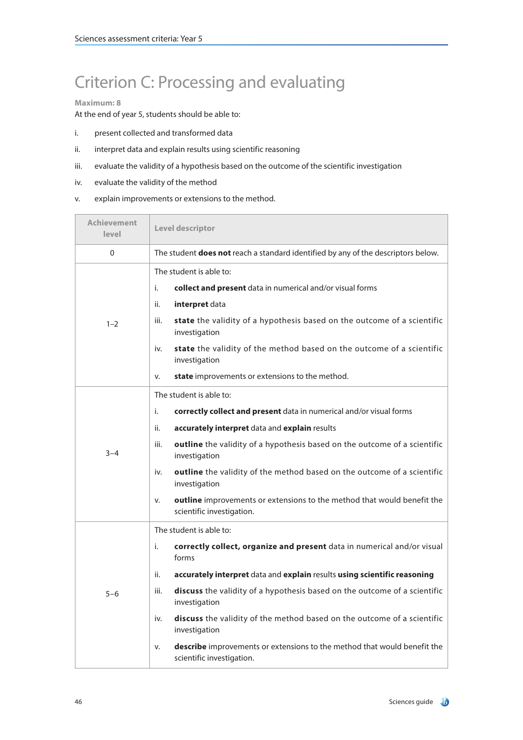# Criterion C: Processing and evaluating

**Maximum: 8**

At the end of year 5, students should be able to:

i. present collected and transformed data

ii. interpret data and explain results using scientific reasoning

iii. evaluate the validity of a hypothesis based on the outcome of the scientific investigation

iv. evaluate the validity of the method

v. explain improvements or extensions to the method.

| Achievement level | Level descriptor |
| --- | --- |
| 0 | The student **does not** reach a standard identified by any of the descriptors below. |
| 1–2 | The student is able to:<br>i. **collect and present** data in numerical and/or visual forms<br>ii. **interpret** data<br>iii. **state** the validity of a hypothesis based on the outcome of a scientific investigation<br>iv. **state** the validity of the method based on the outcome of a scientific investigation<br>v. **state** improvements or extensions to the method. |
| 3–4 | The student is able to:<br>i. **correctly collect and present** data in numerical and/or visual forms<br>ii. **accurately interpret** data and **explain** results<br>iii. **outline** the validity of a hypothesis based on the outcome of a scientific investigation<br>iv. **outline** the validity of the method based on the outcome of a scientific investigation<br>v. **outline** improvements or extensions to the method that would benefit the scientific investigation. |
| 5–6 | The student is able to:<br>i. **correctly collect, organize and present** data in numerical and/or visual forms<br>ii. **accurately interpret** data and **explain** results **using scientific reasoning**<br>iii. **discuss** the validity of a hypothesis based on the outcome of a scientific investigation<br>iv. **discuss** the validity of the method based on the outcome of a scientific investigation<br>v. **describe** improvements or extensions to the method that would benefit the scientific investigation. |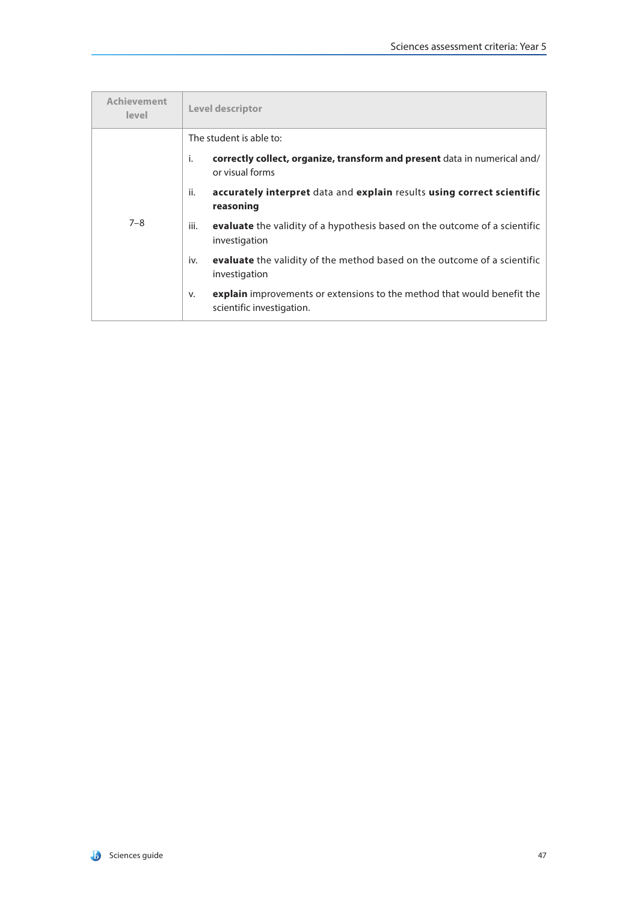| Achievement level | Level descriptor |
| --- | --- |
| 7–8 | The student is able to:<br>i. **correctly collect, organize, transform and present** data in numerical and/or visual forms<br>ii. **accurately interpret** data and **explain** results **using correct scientific reasoning**<br>iii. **evaluate** the validity of a hypothesis based on the outcome of a scientific investigation<br>iv. **evaluate** the validity of the method based on the outcome of a scientific investigation<br>v. **explain** improvements or extensions to the method that would benefit the scientific investigation. |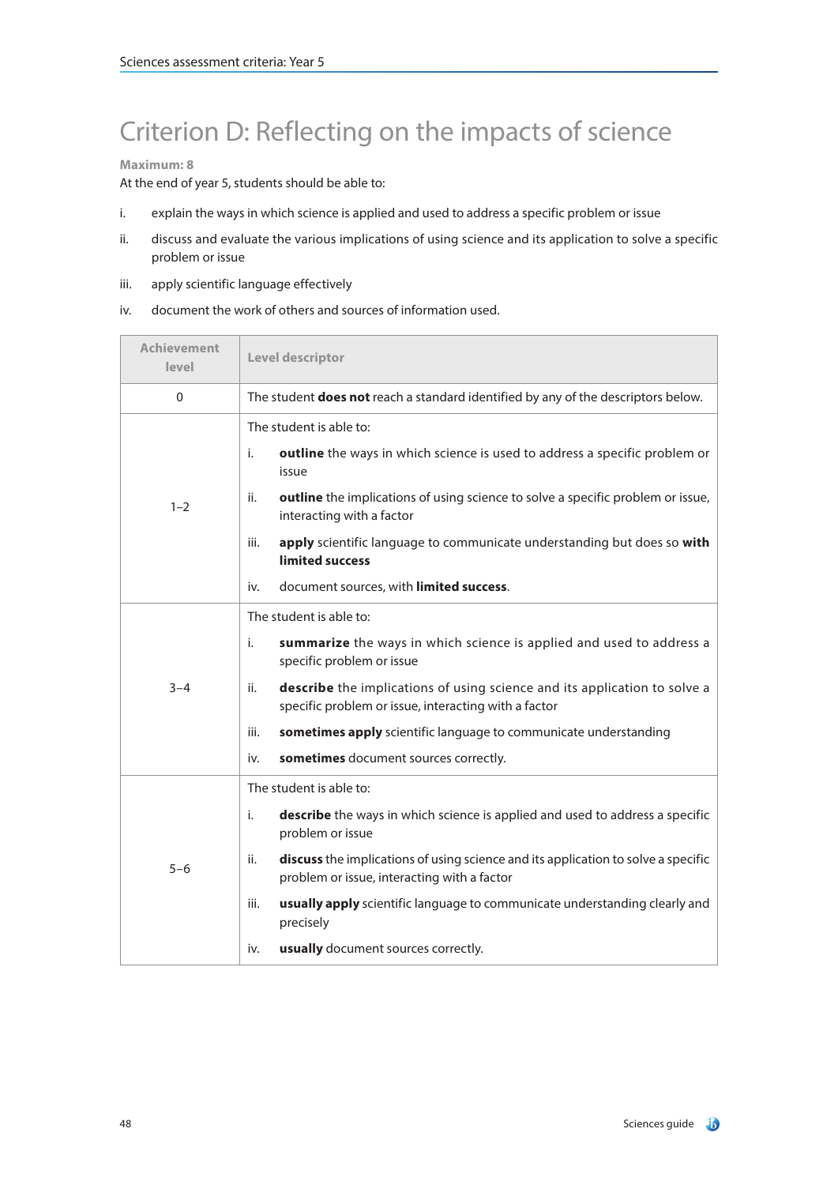# Criterion D: Reflecting on the impacts of science

**Maximum: 8**

At the end of year 5, students should be able to:

i. explain the ways in which science is applied and used to address a specific problem or issue

ii. discuss and evaluate the various implications of using science and its application to solve a specific problem or issue

iii. apply scientific language effectively

iv. document the work of others and sources of information used.

| Achievement level | Level descriptor |
|---|---|
| 0 | The student **does not** reach a standard identified by any of the descriptors below. |
| 1–2 | The student is able to:<br>i. **outline** the ways in which science is used to address a specific problem or issue<br>ii. **outline** the implications of using science to solve a specific problem or issue, interacting with a factor<br>iii. **apply** scientific language to communicate understanding but does so **with limited success**<br>iv. document sources, with **limited success**. |
| 3–4 | The student is able to:<br>i. **summarize** the ways in which science is applied and used to address a specific problem or issue<br>ii. **describe** the implications of using science and its application to solve a specific problem or issue, interacting with a factor<br>iii. **sometimes apply** scientific language to communicate understanding<br>iv. **sometimes** document sources correctly. |
| 5–6 | The student is able to:<br>i. **describe** the ways in which science is applied and used to address a specific problem or issue<br>ii. **discuss** the implications of using science and its application to solve a specific problem or issue, interacting with a factor<br>iii. **usually apply** scientific language to communicate understanding clearly and precisely<br>iv. **usually** document sources correctly. |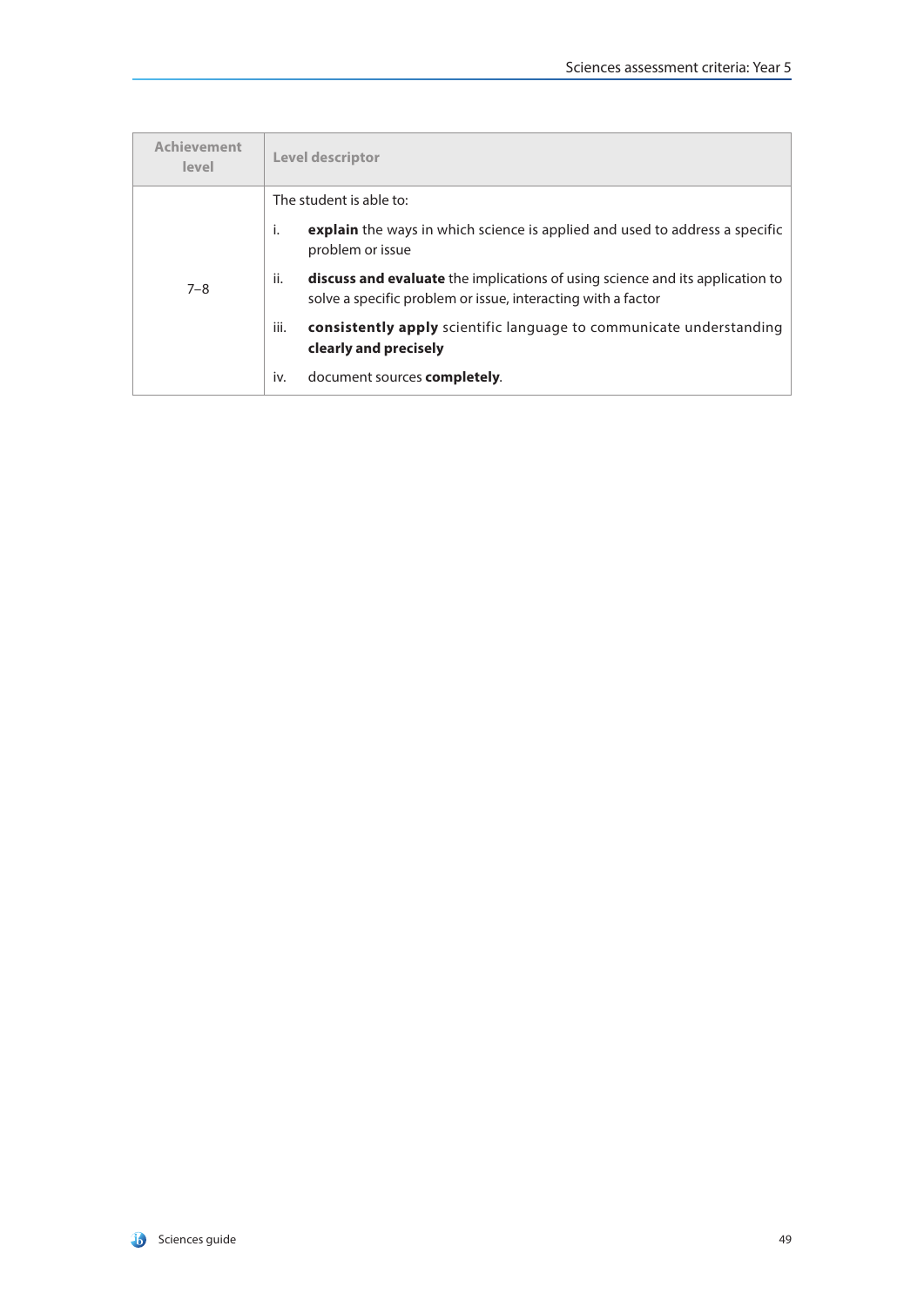| Achievement level | Level descriptor |
|---|---|
| 7–8 | The student is able to:<br>i. **explain** the ways in which science is applied and used to address a specific problem or issue<br>ii. **discuss and evaluate** the implications of using science and its application to solve a specific problem or issue, interacting with a factor<br>iii. **consistently apply** scientific language to communicate understanding **clearly and precisely**<br>iv. document sources **completely**. |